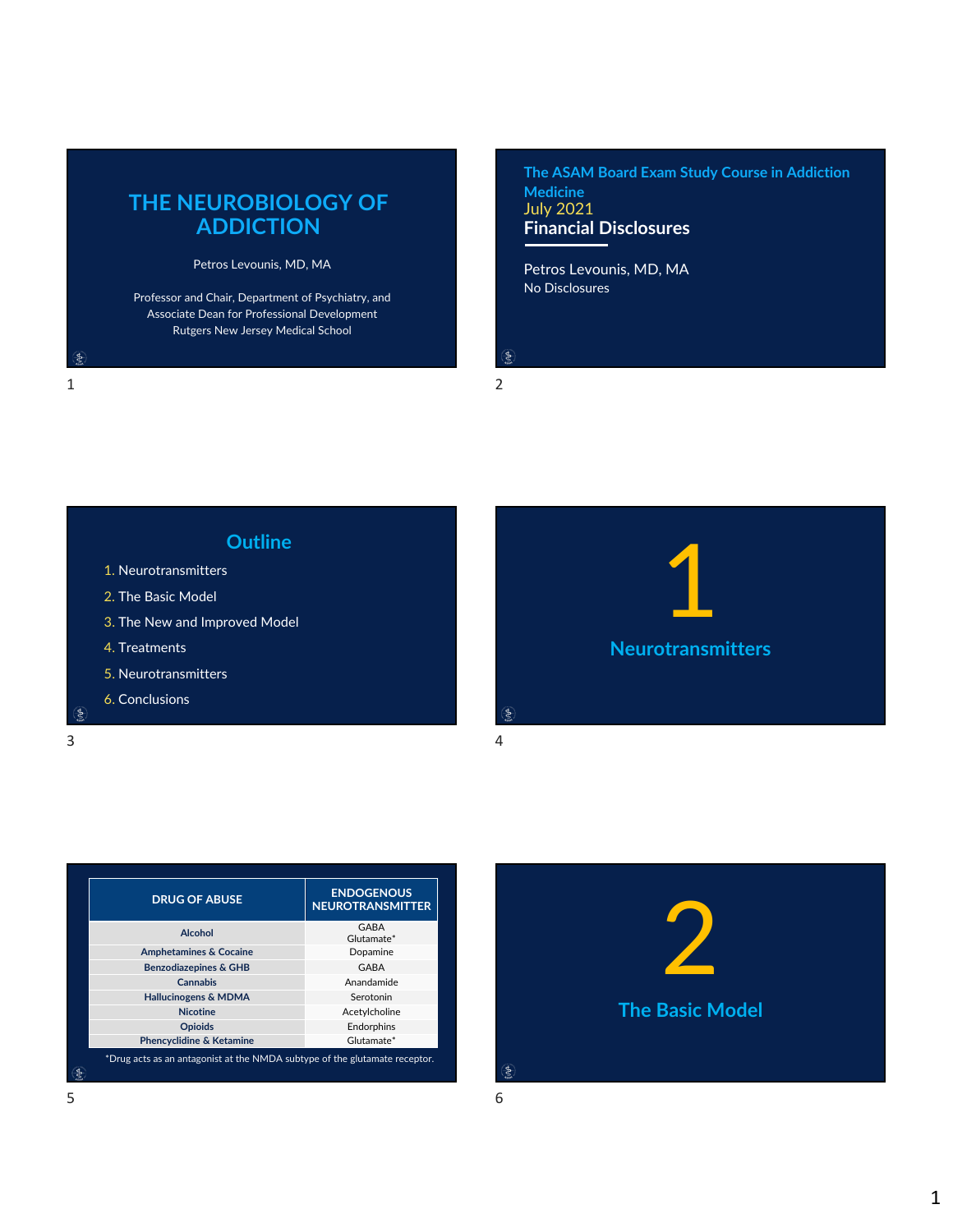# THE NEUROBIOLOGY OF ADDICTION

Petros Levounis, MD, MA

Professor and Chair, Department of Psychiatry, and
Associate Dean for Professional Development
Rutgers New Jersey Medical School

---

The ASAM Board Exam Study Course in Addiction Medicine
July 2021

## Financial Disclosures

Petros Levounis, MD, MA
No Disclosures

---

## Outline

1. Neurotransmitters
2. The Basic Model
3. The New and Improved Model
4. Treatments
5. Neurotransmitters
6. Conclusions

---

# 1

## Neurotransmitters

---

| DRUG OF ABUSE | ENDOGENOUS NEUROTRANSMITTER |
|---|---|
| Alcohol | GABA<br>Glutamate* |
| Amphetamines & Cocaine | Dopamine |
| Benzodiazepines & GHB | GABA |
| Cannabis | Anandamide |
| Hallucinogens & MDMA | Serotonin |
| Nicotine | Acetylcholine |
| Opioids | Endorphins |
| Phencyclidine & Ketamine | Glutamate* |

*Drug acts as an antagonist at the NMDA subtype of the glutamate receptor.

---

# 2

## The Basic Model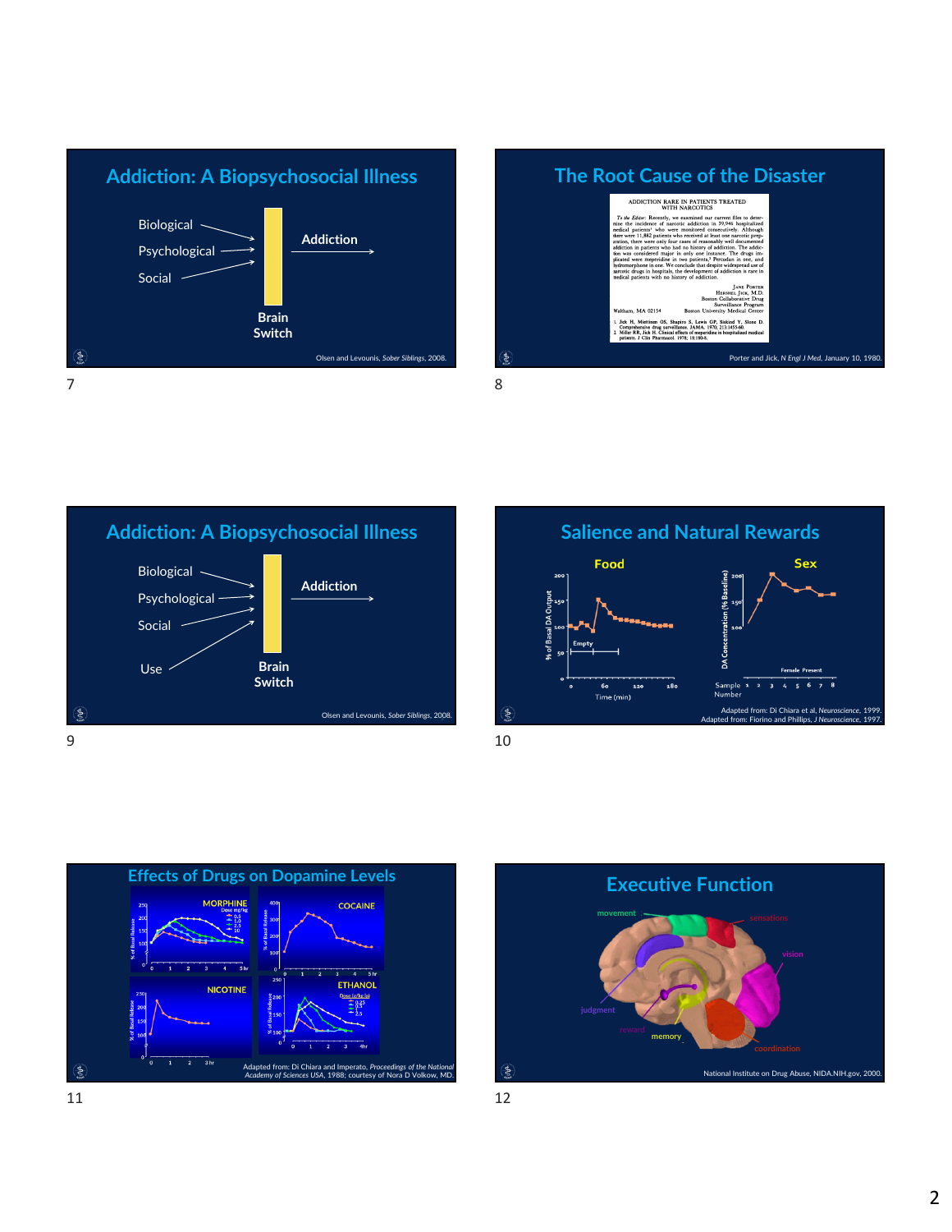## Addiction: A Biopsychosocial Illness

Biological

Psychological

Social

Brain Switch

Addiction

Olsen and Levounis, *Sober Siblings*, 2008.

## The Root Cause of the Disaster

ADDICTION RARE IN PATIENTS TREATED WITH NARCOTICS

*To the Editor:* Recently, we examined our current files to determine the incidence of narcotic addiction in 39,946 hospitalized medical patients[1] who were monitored consecutively. Although there were 11,882 patients who received at least one narcotic preparation, there were only four cases of reasonably well documented addiction in patients who had no history of addiction. The addiction was considered major in only one instance. The drugs implicated were meperidine in two patients,[2] Percodan in one, and hydromorphone in one. We conclude that despite widespread use of narcotic drugs in hospitals, the development of addiction is rare in medical patients with no history of addiction.

Jane Porter
Hershel Jick, M.D.
Boston Collaborative Drug Surveillance Program
Boston University Medical Center

Waltham, MA 02154

1. Jick H, Miettinen OS, Shapiro S, Lewis GP, Siskind V, Slone D. Comprehensive drug surveillance. JAMA. 1970; 213:1455-60.
2. Miller RR, Jick H. Clinical effects of meperidine in hospitalized medical patients. J Clin Pharmacol. 1978; 18:180-8.

Porter and Jick, *N Engl J Med*, January 10, 1980.

## Addiction: A Biopsychosocial Illness

Biological

Psychological

Social

Use

Brain Switch

Addiction

Olsen and Levounis, *Sober Siblings*, 2008.

## Salience and Natural Rewards

Food

Sex

Adapted from: Di Chiara et al, *Neuroscience*, 1999.
Adapted from: Fiorino and Phillips, *J Neuroscience*, 1997.

## Effects of Drugs on Dopamine Levels

MORPHINE

COCAINE

NICOTINE

ETHANOL

Adapted from: Di Chiara and Imperato, *Proceedings of the National Academy of Sciences USA*, 1988; courtesy of Nora D Volkow, MD.

## Executive Function

movement, sensations, vision, judgment, reward, memory, coordination

National Institute on Drug Abuse, NIDA.NIH.gov, 2000.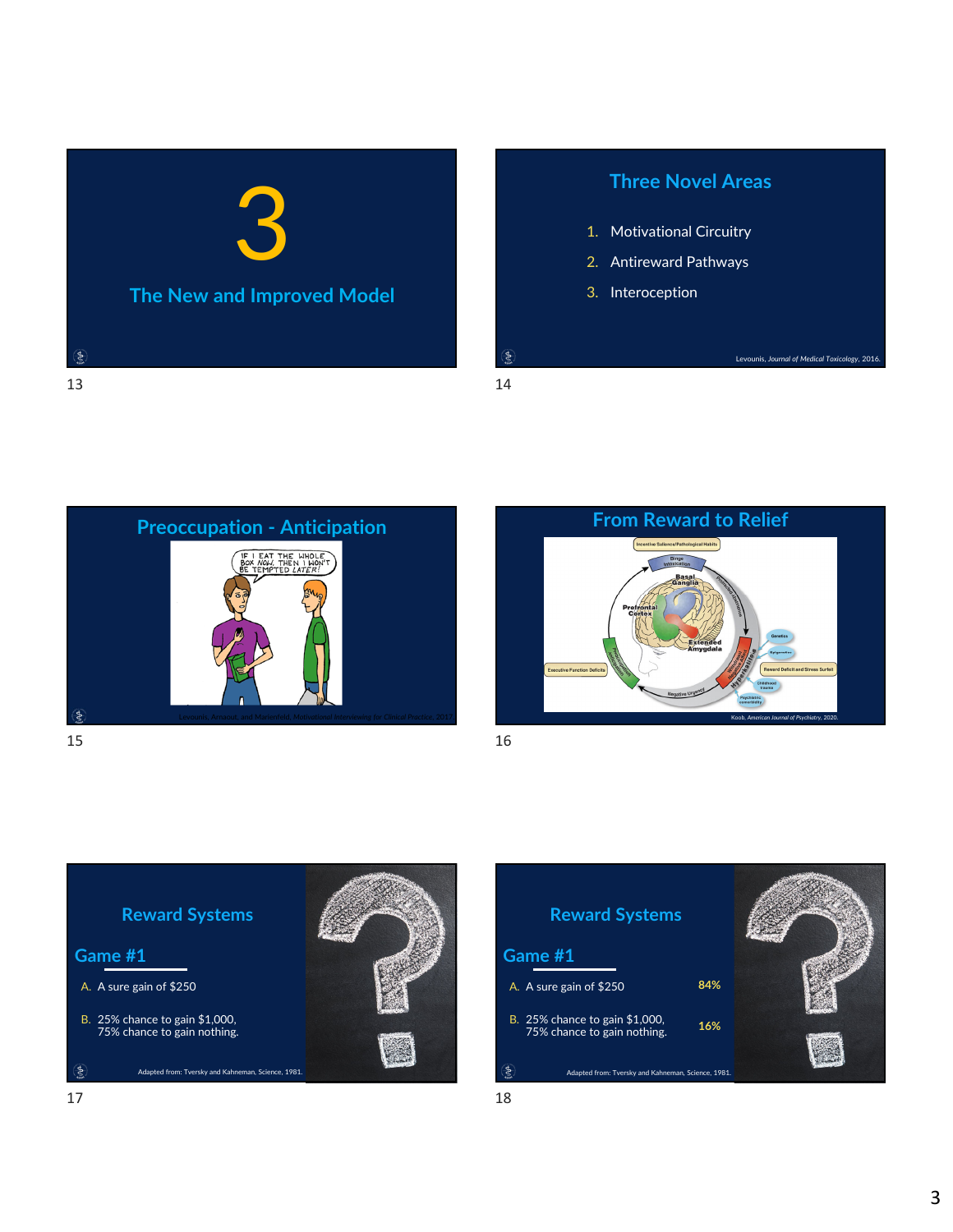## 3

### The New and Improved Model

---

## Three Novel Areas

1. Motivational Circuitry
2. Antireward Pathways
3. Interoception

Levounis, *Journal of Medical Toxicology*, 2016.

---

## Preoccupation - Anticipation

Levounis, Arnaout, and Marienfeld, *Motivational Interviewing for Clinical Practice*, 2017.

---

## From Reward to Relief

Koob, *American Journal of Psychiatry*, 2020.

---

## Reward Systems

### Game #1

A. A sure gain of $250

B. 25% chance to gain $1,000, 75% chance to gain nothing.

Adapted from: Tversky and Kahneman, Science, 1981.

---

## Reward Systems

### Game #1

A. A sure gain of $250 — 84%

B. 25% chance to gain $1,000, 75% chance to gain nothing. — 16%

Adapted from: Tversky and Kahneman, Science, 1981.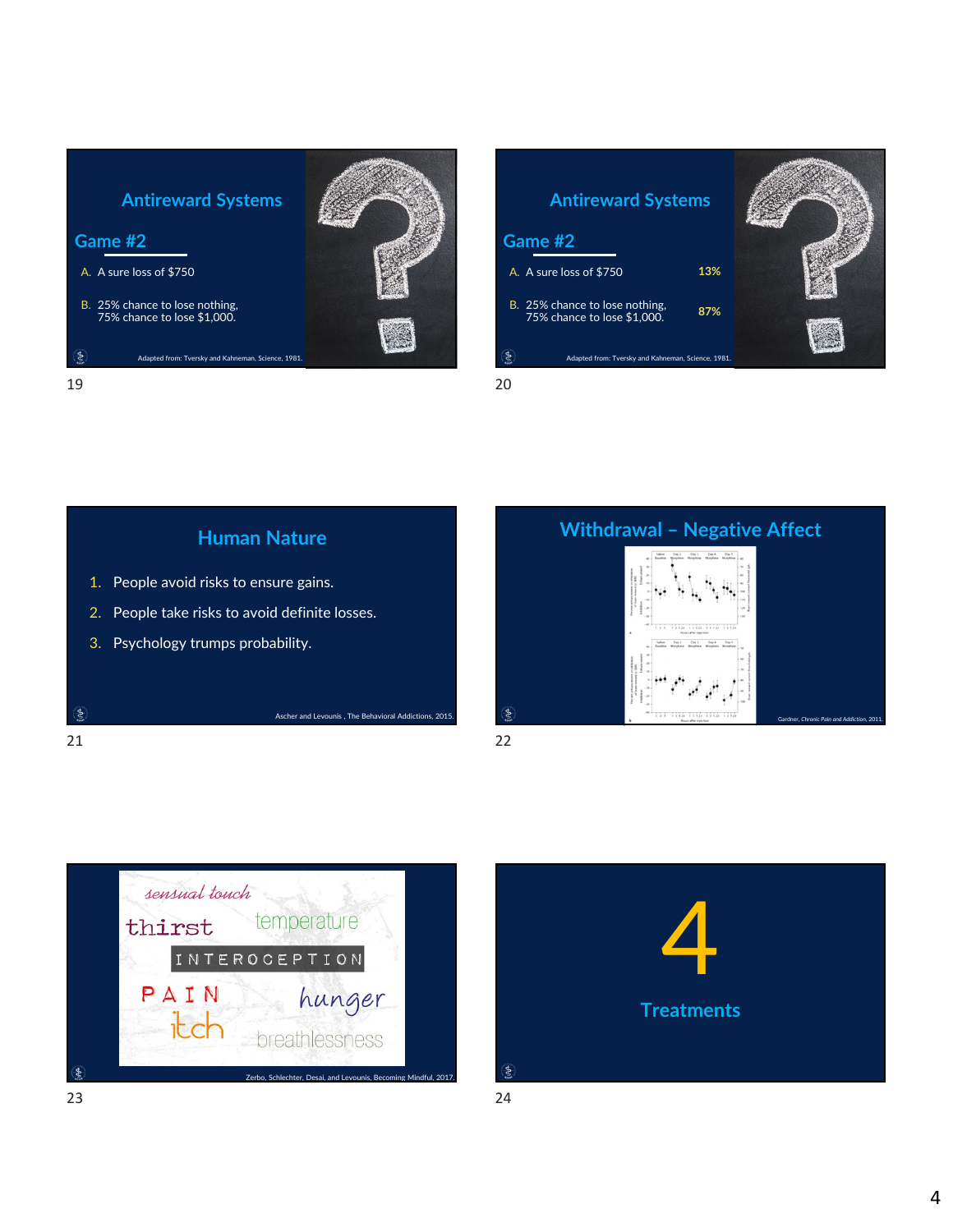## Antireward Systems

### Game #2

A. A sure loss of $750

B. 25% chance to lose nothing,
75% chance to lose $1,000.

Adapted from: Tversky and Kahneman, Science, 1981.

19

## Antireward Systems

### Game #2

| | | |
|---|---|---|
| A. | A sure loss of $750 | 13% |
| B. | 25% chance to lose nothing, 75% chance to lose $1,000. | 87% |

Adapted from: Tversky and Kahneman, Science, 1981.

20

## Human Nature

1. People avoid risks to ensure gains.
2. People take risks to avoid definite losses.
3. Psychology trumps probability.

Ascher and Levounis , The Behavioral Addictions, 2015.

21

## Withdrawal – Negative Affect

Gardner, *Chronic Pain and Addiction*, 2011.

22

sensual touch
thirst
temperature
INTEROCEPTION
PAIN
hunger
itch
breathlessness

Zerbo, Schlechter, Desai, and Levounis, Becoming Mindful, 2017.

23

# 4

## Treatments

24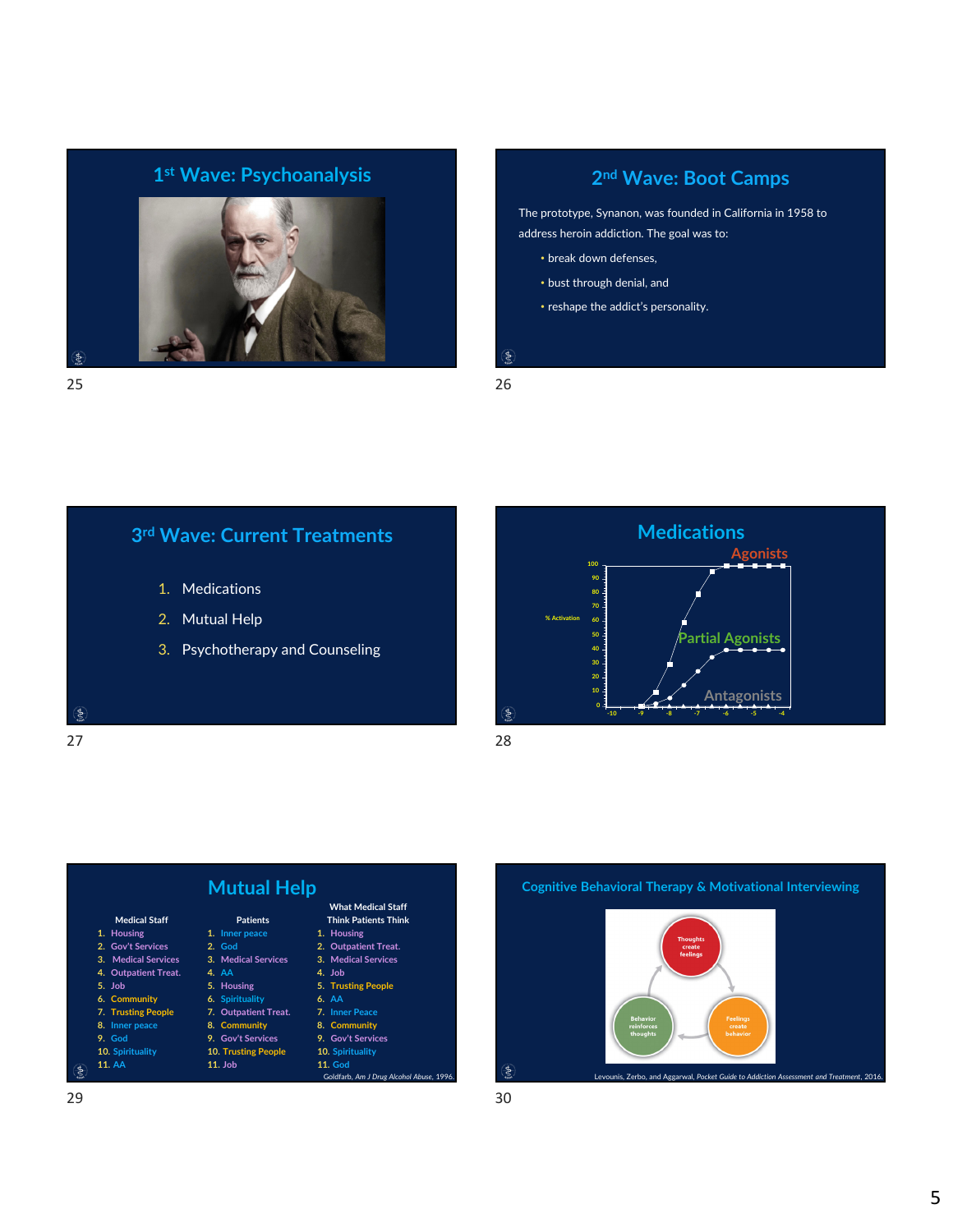## 1st Wave: Psychoanalysis

## 2nd Wave: Boot Camps

The prototype, Synanon, was founded in California in 1958 to address heroin addiction. The goal was to:

- break down defenses,
- bust through denial, and
- reshape the addict's personality.

## 3rd Wave: Current Treatments

1. Medications
2. Mutual Help
3. Psychotherapy and Counseling

## Medications

Agonists

Partial Agonists

Antagonists

% Activation

## Mutual Help

| Medical Staff | Patients | What Medical Staff Think Patients Think |
|---|---|---|
| 1. Housing | 1. Inner peace | 1. Housing |
| 2. Gov't Services | 2. God | 2. Outpatient Treat. |
| 3. Medical Services | 3. Medical Services | 3. Medical Services |
| 4. Outpatient Treat. | 4. AA | 4. Job |
| 5. Job | 5. Housing | 5. Trusting People |
| 6. Community | 6. Spirituality | 6. AA |
| 7. Trusting People | 7. Outpatient Treat. | 7. Inner Peace |
| 8. Inner peace | 8. Community | 8. Community |
| 9. God | 9. Gov't Services | 9. Gov't Services |
| 10. Spirituality | 10. Trusting People | 10. Spirituality |
| 11. AA | 11. Job | 11. God |

Goldfarb, *Am J Drug Alcohol Abuse*, 1996.

## Cognitive Behavioral Therapy & Motivational Interviewing

Thoughts create feelings → Feelings create behavior → Behavior reinforces thoughts

Levounis, Zerbo, and Aggarwal, *Pocket Guide to Addiction Assessment and Treatment*, 2016.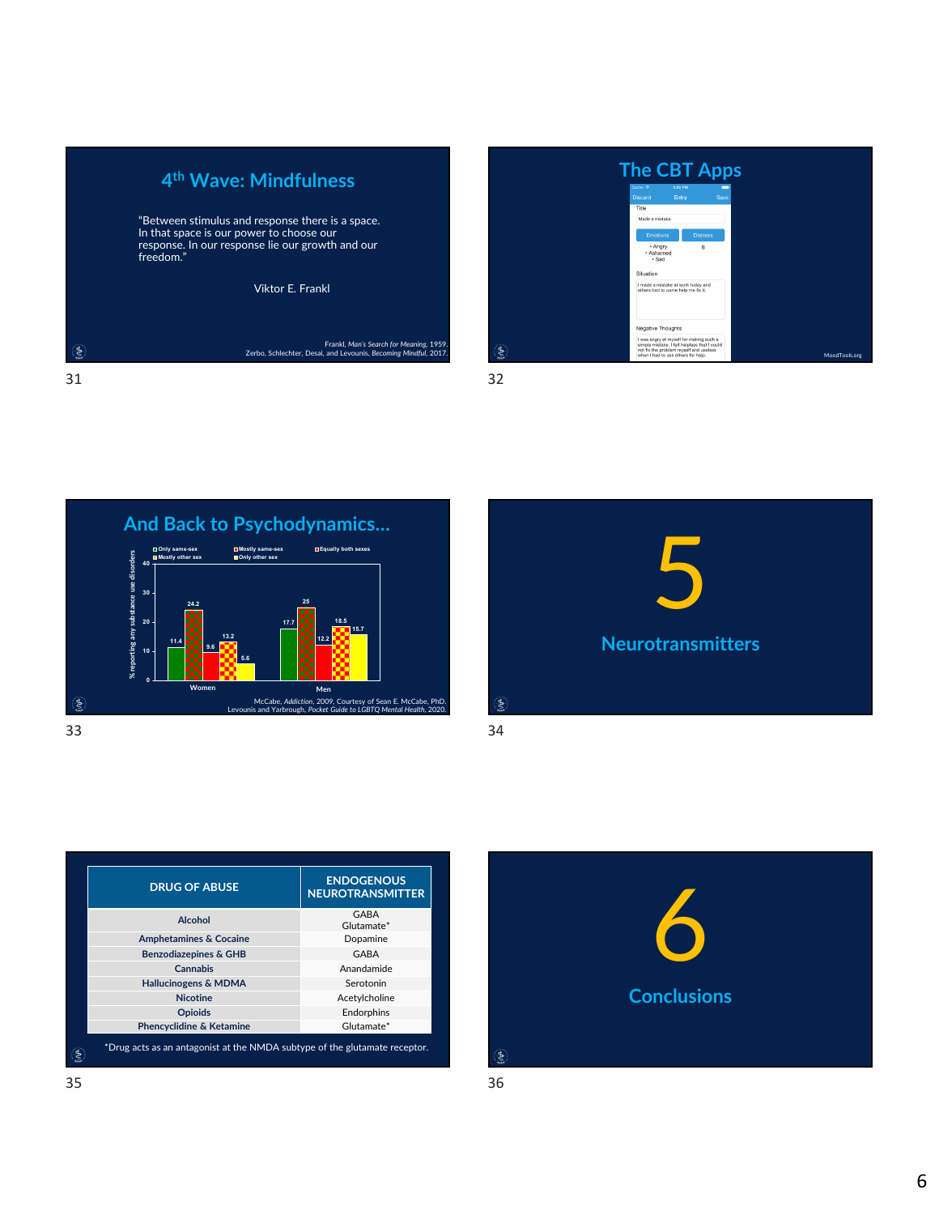## 4th Wave: Mindfulness

"Between stimulus and response there is a space. In that space is our power to choose our response. In our response lie our growth and our freedom."

Viktor E. Frankl

Frankl, *Man's Search for Meaning*, 1959.
Zerbo, Schlechter, Desai, and Levounis, *Becoming Mindful*, 2017.

31

## The CBT Apps

Entry

Title: Made a mistake

Emotions | Distress

- Angry
- Ashamed
- Sad

8

Situation: I made a mistake at work today and others had to come help me fix it.

Negative Thoughts: I was angry at myself for making such a simple mistake. I felt helpless that I could not fix the problem myself and useless when I had to ask others for help.

MoodTools.org

32

## And Back to Psychodynamics...

% reporting any substance use disorders

| | Only same-sex | Mostly same-sex | Equally both sexes | Mostly other sex | Only other sex |
|---|---|---|---|---|---|
| Women | 11.4 | 24.2 | 9.6 | 13.2 | 5.6 |
| Men | 17.7 | 25 | 12.2 | 18.5 | 15.7 |

McCabe, *Addiction*, 2009. Courtesy of Sean E. McCabe, PhD.
Levounis and Yarbrough, *Pocket Guide to LGBTQ Mental Health*, 2020.

33

## 5

## Neurotransmitters

34

| DRUG OF ABUSE | ENDOGENOUS NEUROTRANSMITTER |
|---|---|
| Alcohol | GABA<br>Glutamate* |
| Amphetamines & Cocaine | Dopamine |
| Benzodiazepines & GHB | GABA |
| Cannabis | Anandamide |
| Hallucinogens & MDMA | Serotonin |
| Nicotine | Acetylcholine |
| Opioids | Endorphins |
| Phencyclidine & Ketamine | Glutamate* |

*Drug acts as an antagonist at the NMDA subtype of the glutamate receptor.

35

## 6

## Conclusions

36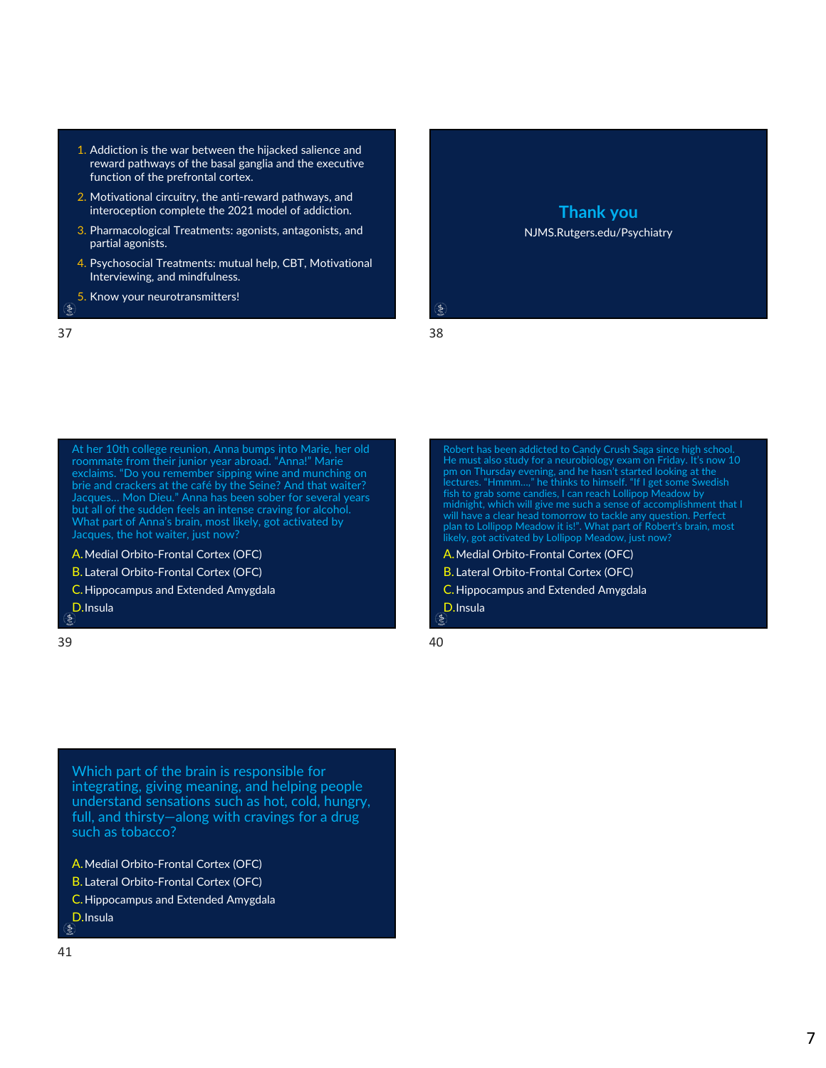1. Addiction is the war between the hijacked salience and reward pathways of the basal ganglia and the executive function of the prefrontal cortex.
2. Motivational circuitry, the anti-reward pathways, and interoception complete the 2021 model of addiction.
3. Pharmacological Treatments: agonists, antagonists, and partial agonists.
4. Psychosocial Treatments: mutual help, CBT, Motivational Interviewing, and mindfulness.
5. Know your neurotransmitters!

37

## Thank you

NJMS.Rutgers.edu/Psychiatry

38

At her 10th college reunion, Anna bumps into Marie, her old roommate from their junior year abroad. "Anna!" Marie exclaims. "Do you remember sipping wine and munching on brie and crackers at the café by the Seine? And that waiter? Jacques… Mon Dieu." Anna has been sober for several years but all of the sudden feels an intense craving for alcohol. What part of Anna's brain, most likely, got activated by Jacques, the hot waiter, just now?

A. Medial Orbito-Frontal Cortex (OFC)
B. Lateral Orbito-Frontal Cortex (OFC)
C. Hippocampus and Extended Amygdala
D. Insula

39

Robert has been addicted to Candy Crush Saga since high school. He must also study for a neurobiology exam on Friday. It's now 10 pm on Thursday evening, and he hasn't started looking at the lectures. "Hmmm…," he thinks to himself. "If I get some Swedish fish to grab some candies, I can reach Lollipop Meadow by midnight, which will give me such a sense of accomplishment that I will have a clear head tomorrow to tackle any question. Perfect plan to Lollipop Meadow it is!". What part of Robert's brain, most likely, got activated by Lollipop Meadow, just now?

A. Medial Orbito-Frontal Cortex (OFC)
B. Lateral Orbito-Frontal Cortex (OFC)
C. Hippocampus and Extended Amygdala
D. Insula

40

Which part of the brain is responsible for integrating, giving meaning, and helping people understand sensations such as hot, cold, hungry, full, and thirsty—along with cravings for a drug such as tobacco?

A. Medial Orbito-Frontal Cortex (OFC)
B. Lateral Orbito-Frontal Cortex (OFC)
C. Hippocampus and Extended Amygdala
D. Insula

41